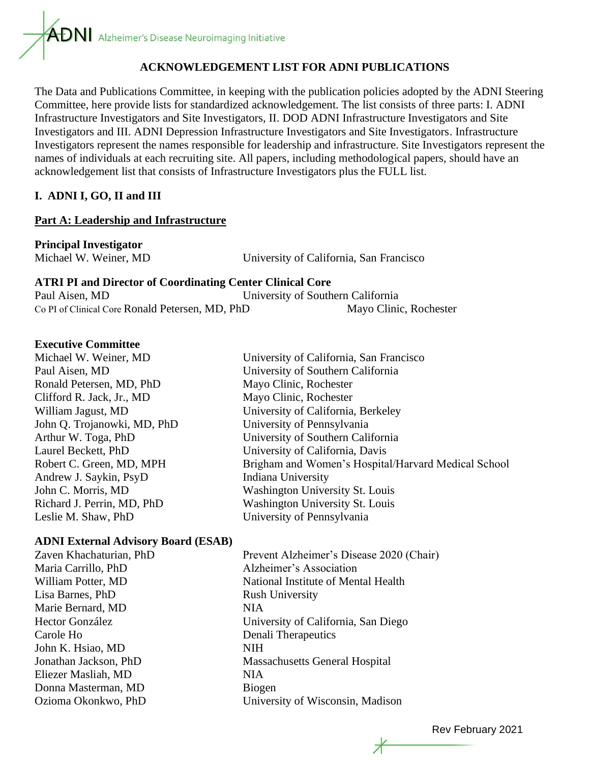ADNI Alzheimer's Disease Neuroimaging Initiative

# ACKNOWLEDGEMENT LIST FOR ADNI PUBLICATIONS

The Data and Publications Committee, in keeping with the publication policies adopted by the ADNI Steering Committee, here provide lists for standardized acknowledgement. The list consists of three parts: I. ADNI Infrastructure Investigators and Site Investigators, II. DOD ADNI Infrastructure Investigators and Site Investigators and III. ADNI Depression Infrastructure Investigators and Site Investigators. Infrastructure Investigators represent the names responsible for leadership and infrastructure. Site Investigators represent the names of individuals at each recruiting site. All papers, including methodological papers, should have an acknowledgement list that consists of Infrastructure Investigators plus the FULL list.

## I. ADNI I, GO, II and III

### Part A: Leadership and Infrastructure

**Principal Investigator**

| | |
|---|---|
| Michael W. Weiner, MD | University of California, San Francisco |

**ATRI PI and Director of Coordinating Center Clinical Core**

| | |
|---|---|
| Paul Aisen, MD | University of Southern California |
| Co PI of Clinical Core Ronald Petersen, MD, PhD | Mayo Clinic, Rochester |

**Executive Committee**

| | |
|---|---|
| Michael W. Weiner, MD | University of California, San Francisco |
| Paul Aisen, MD | University of Southern California |
| Ronald Petersen, MD, PhD | Mayo Clinic, Rochester |
| Clifford R. Jack, Jr., MD | Mayo Clinic, Rochester |
| William Jagust, MD | University of California, Berkeley |
| John Q. Trojanowki, MD, PhD | University of Pennsylvania |
| Arthur W. Toga, PhD | University of Southern California |
| Laurel Beckett, PhD | University of California, Davis |
| Robert C. Green, MD, MPH | Brigham and Women's Hospital/Harvard Medical School |
| Andrew J. Saykin, PsyD | Indiana University |
| John C. Morris, MD | Washington University St. Louis |
| Richard J. Perrin, MD, PhD | Washington University St. Louis |
| Leslie M. Shaw, PhD | University of Pennsylvania |

**ADNI External Advisory Board (ESAB)**

| | |
|---|---|
| Zaven Khachaturian, PhD | Prevent Alzheimer's Disease 2020 (Chair) |
| Maria Carrillo, PhD | Alzheimer's Association |
| William Potter, MD | National Institute of Mental Health |
| Lisa Barnes, PhD | Rush University |
| Marie Bernard, MD | NIA |
| Hector González | University of California, San Diego |
| Carole Ho | Denali Therapeutics |
| John K. Hsiao, MD | NIH |
| Jonathan Jackson, PhD | Massachusetts General Hospital |
| Eliezer Masliah, MD | NIA |
| Donna Masterman, MD | Biogen |
| Ozioma Okonkwo, PhD | University of Wisconsin, Madison |

Rev February 2021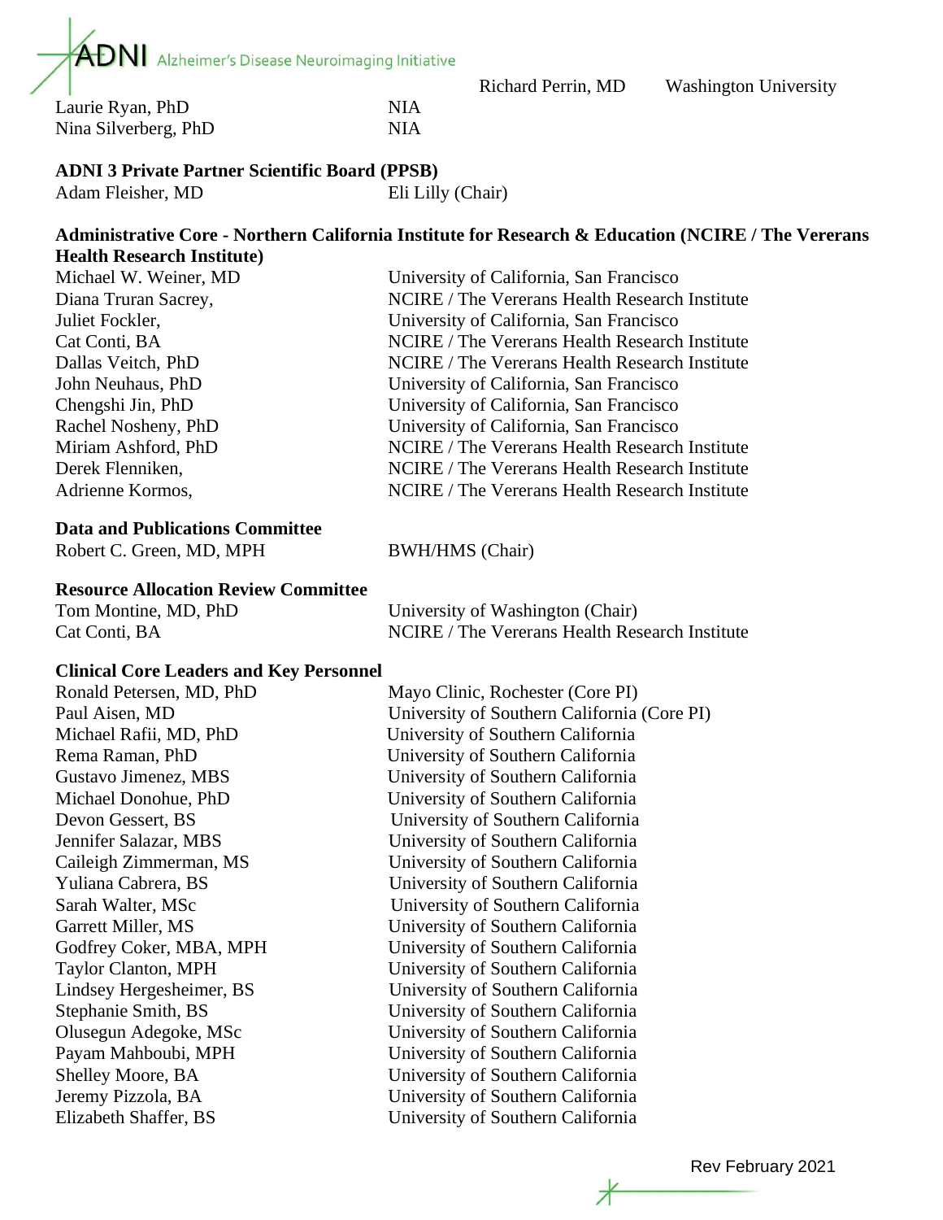| | | | |
|---|---|---|---|
| | | Richard Perrin, MD | Washington University |
| Laurie Ryan, PhD | NIA | | |
| Nina Silverberg, PhD | NIA | | |

**ADNI 3 Private Partner Scientific Board (PPSB)**

| | |
|---|---|
| Adam Fleisher, MD | Eli Lilly (Chair) |

**Administrative Core - Northern California Institute for Research & Education (NCIRE / The Vererans Health Research Institute)**

| | |
|---|---|
| Michael W. Weiner, MD | University of California, San Francisco |
| Diana Truran Sacrey, | NCIRE / The Vererans Health Research Institute |
| Juliet Fockler, | University of California, San Francisco |
| Cat Conti, BA | NCIRE / The Vererans Health Research Institute |
| Dallas Veitch, PhD | NCIRE / The Vererans Health Research Institute |
| John Neuhaus, PhD | University of California, San Francisco |
| Chengshi Jin, PhD | University of California, San Francisco |
| Rachel Nosheny, PhD | University of California, San Francisco |
| Miriam Ashford, PhD | NCIRE / The Vererans Health Research Institute |
| Derek Flenniken, | NCIRE / The Vererans Health Research Institute |
| Adrienne Kormos, | NCIRE / The Vererans Health Research Institute |

**Data and Publications Committee**

| | |
|---|---|
| Robert C. Green, MD, MPH | BWH/HMS (Chair) |

**Resource Allocation Review Committee**

| | |
|---|---|
| Tom Montine, MD, PhD | University of Washington (Chair) |
| Cat Conti, BA | NCIRE / The Vererans Health Research Institute |

**Clinical Core Leaders and Key Personnel**

| | |
|---|---|
| Ronald Petersen, MD, PhD | Mayo Clinic, Rochester (Core PI) |
| Paul Aisen, MD | University of Southern California (Core PI) |
| Michael Rafii, MD, PhD | University of Southern California |
| Rema Raman, PhD | University of Southern California |
| Gustavo Jimenez, MBS | University of Southern California |
| Michael Donohue, PhD | University of Southern California |
| Devon Gessert, BS | University of Southern California |
| Jennifer Salazar, MBS | University of Southern California |
| Caileigh Zimmerman, MS | University of Southern California |
| Yuliana Cabrera, BS | University of Southern California |
| Sarah Walter, MSc | University of Southern California |
| Garrett Miller, MS | University of Southern California |
| Godfrey Coker, MBA, MPH | University of Southern California |
| Taylor Clanton, MPH | University of Southern California |
| Lindsey Hergesheimer, BS | University of Southern California |
| Stephanie Smith, BS | University of Southern California |
| Olusegun Adegoke, MSc | University of Southern California |
| Payam Mahboubi, MPH | University of Southern California |
| Shelley Moore, BA | University of Southern California |
| Jeremy Pizzola, BA | University of Southern California |
| Elizabeth Shaffer, BS | University of Southern California |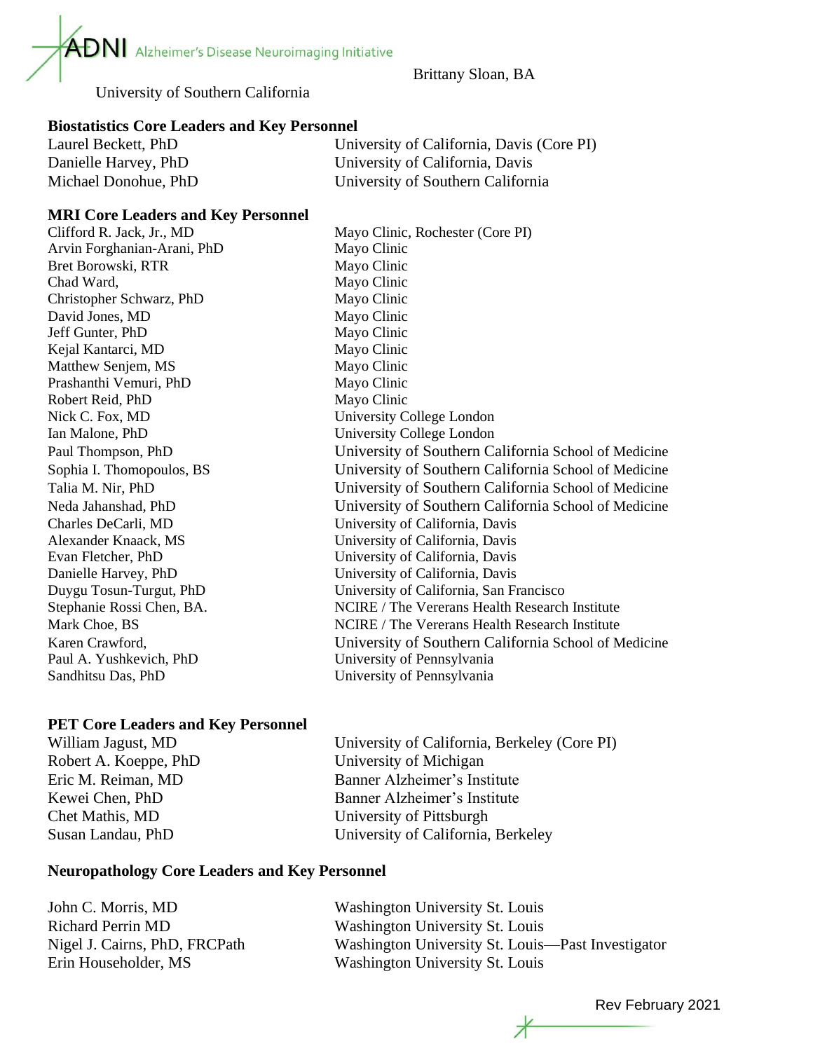Brittany Sloan, BA
University of Southern California

**Biostatistics Core Leaders and Key Personnel**

| | |
|---|---|
| Laurel Beckett, PhD | University of California, Davis (Core PI) |
| Danielle Harvey, PhD | University of California, Davis |
| Michael Donohue, PhD | University of Southern California |

**MRI Core Leaders and Key Personnel**

| | |
|---|---|
| Clifford R. Jack, Jr., MD | Mayo Clinic, Rochester (Core PI) |
| Arvin Forghanian-Arani, PhD | Mayo Clinic |
| Bret Borowski, RTR | Mayo Clinic |
| Chad Ward, | Mayo Clinic |
| Christopher Schwarz, PhD | Mayo Clinic |
| David Jones, MD | Mayo Clinic |
| Jeff Gunter, PhD | Mayo Clinic |
| Kejal Kantarci, MD | Mayo Clinic |
| Matthew Senjem, MS | Mayo Clinic |
| Prashanthi Vemuri, PhD | Mayo Clinic |
| Robert Reid, PhD | Mayo Clinic |
| Nick C. Fox, MD | University College London |
| Ian Malone, PhD | University College London |
| Paul Thompson, PhD | University of Southern California School of Medicine |
| Sophia I. Thomopoulos, BS | University of Southern California School of Medicine |
| Talia M. Nir, PhD | University of Southern California School of Medicine |
| Neda Jahanshad, PhD | University of Southern California School of Medicine |
| Charles DeCarli, MD | University of California, Davis |
| Alexander Knaack, MS | University of California, Davis |
| Evan Fletcher, PhD | University of California, Davis |
| Danielle Harvey, PhD | University of California, Davis |
| Duygu Tosun-Turgut, PhD | University of California, San Francisco |
| Stephanie Rossi Chen, BA. | NCIRE / The Vererans Health Research Institute |
| Mark Choe, BS | NCIRE / The Vererans Health Research Institute |
| Karen Crawford, | University of Southern California School of Medicine |
| Paul A. Yushkevich, PhD | University of Pennsylvania |
| Sandhitsu Das, PhD | University of Pennsylvania |

**PET Core Leaders and Key Personnel**

| | |
|---|---|
| William Jagust, MD | University of California, Berkeley (Core PI) |
| Robert A. Koeppe, PhD | University of Michigan |
| Eric M. Reiman, MD | Banner Alzheimer's Institute |
| Kewei Chen, PhD | Banner Alzheimer's Institute |
| Chet Mathis, MD | University of Pittsburgh |
| Susan Landau, PhD | University of California, Berkeley |

**Neuropathology Core Leaders and Key Personnel**

| | |
|---|---|
| John C. Morris, MD | Washington University St. Louis |
| Richard Perrin MD | Washington University St. Louis |
| Nigel J. Cairns, PhD, FRCPath | Washington University St. Louis—Past Investigator |
| Erin Householder, MS | Washington University St. Louis |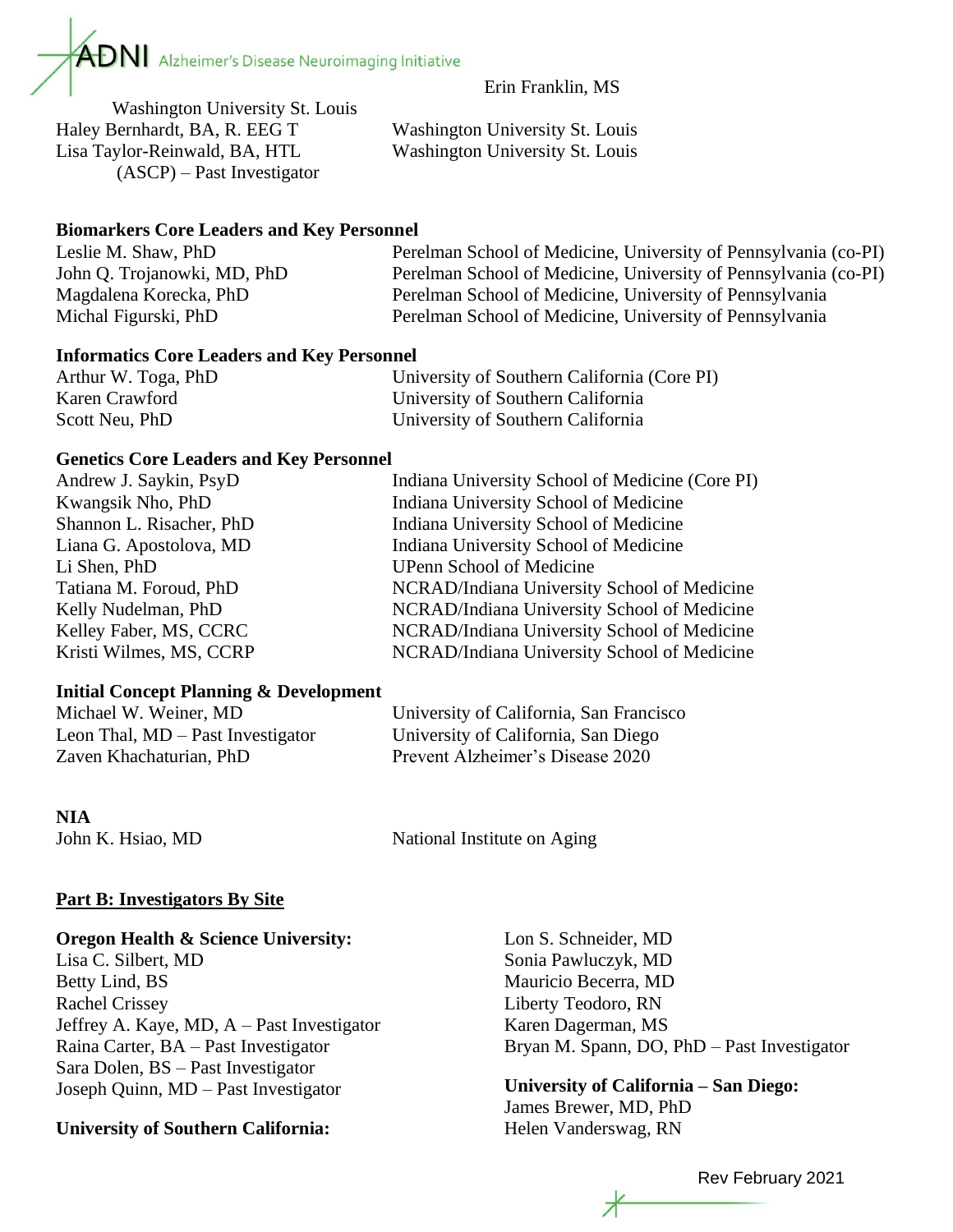Erin Franklin, MS

Washington University St. Louis

Haley Bernhardt, BA, R. EEG T — Washington University St. Louis

Lisa Taylor-Reinwald, BA, HTL (ASCP) – Past Investigator — Washington University St. Louis

**Biomarkers Core Leaders and Key Personnel**

| | |
|---|---|
| Leslie M. Shaw, PhD | Perelman School of Medicine, University of Pennsylvania (co-PI) |
| John Q. Trojanowki, MD, PhD | Perelman School of Medicine, University of Pennsylvania (co-PI) |
| Magdalena Korecka, PhD | Perelman School of Medicine, University of Pennsylvania |
| Michal Figurski, PhD | Perelman School of Medicine, University of Pennsylvania |

**Informatics Core Leaders and Key Personnel**

| | |
|---|---|
| Arthur W. Toga, PhD | University of Southern California (Core PI) |
| Karen Crawford | University of Southern California |
| Scott Neu, PhD | University of Southern California |

**Genetics Core Leaders and Key Personnel**

| | |
|---|---|
| Andrew J. Saykin, PsyD | Indiana University School of Medicine (Core PI) |
| Kwangsik Nho, PhD | Indiana University School of Medicine |
| Shannon L. Risacher, PhD | Indiana University School of Medicine |
| Liana G. Apostolova, MD | Indiana University School of Medicine |
| Li Shen, PhD | UPenn School of Medicine |
| Tatiana M. Foroud, PhD | NCRAD/Indiana University School of Medicine |
| Kelly Nudelman, PhD | NCRAD/Indiana University School of Medicine |
| Kelley Faber, MS, CCRC | NCRAD/Indiana University School of Medicine |
| Kristi Wilmes, MS, CCRP | NCRAD/Indiana University School of Medicine |

**Initial Concept Planning & Development**

| | |
|---|---|
| Michael W. Weiner, MD | University of California, San Francisco |
| Leon Thal, MD – Past Investigator | University of California, San Diego |
| Zaven Khachaturian, PhD | Prevent Alzheimer's Disease 2020 |

**NIA**

| | |
|---|---|
| John K. Hsiao, MD | National Institute on Aging |

**Part B: Investigators By Site**

**Oregon Health & Science University:**

Lisa C. Silbert, MD
Betty Lind, BS
Rachel Crissey
Jeffrey A. Kaye, MD, A – Past Investigator
Raina Carter, BA – Past Investigator
Sara Dolen, BS – Past Investigator
Joseph Quinn, MD – Past Investigator

**University of Southern California:**

Lon S. Schneider, MD
Sonia Pawluczyk, MD
Mauricio Becerra, MD
Liberty Teodoro, RN
Karen Dagerman, MS
Bryan M. Spann, DO, PhD – Past Investigator

**University of California – San Diego:**

James Brewer, MD, PhD
Helen Vanderswag, RN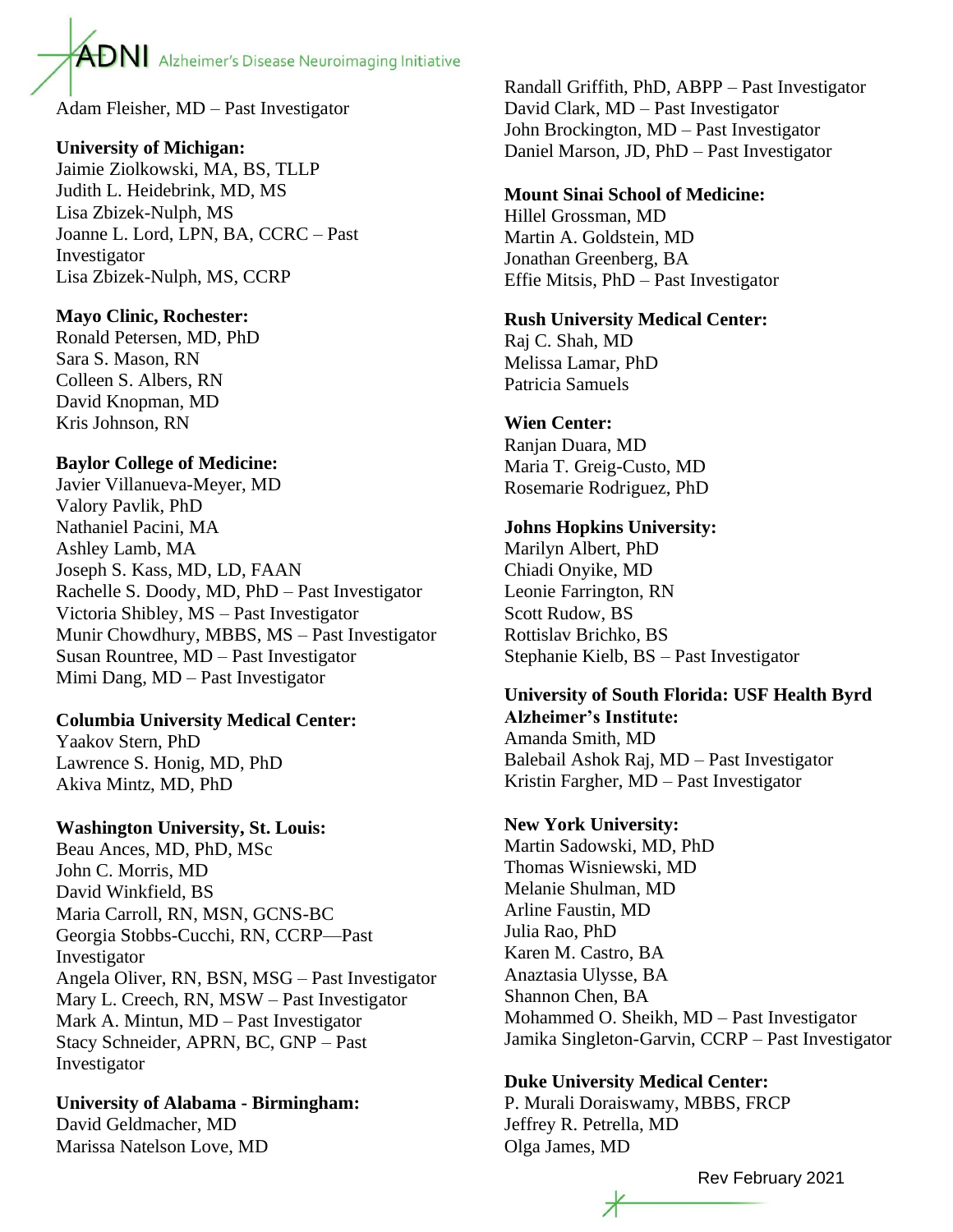Adam Fleisher, MD – Past Investigator

**University of Michigan:**
Jaimie Ziolkowski, MA, BS, TLLP
Judith L. Heidebrink, MD, MS
Lisa Zbizek-Nulph, MS
Joanne L. Lord, LPN, BA, CCRC – Past Investigator
Lisa Zbizek-Nulph, MS, CCRP

**Mayo Clinic, Rochester:**
Ronald Petersen, MD, PhD
Sara S. Mason, RN
Colleen S. Albers, RN
David Knopman, MD
Kris Johnson, RN

**Baylor College of Medicine:**
Javier Villanueva-Meyer, MD
Valory Pavlik, PhD
Nathaniel Pacini, MA
Ashley Lamb, MA
Joseph S. Kass, MD, LD, FAAN
Rachelle S. Doody, MD, PhD – Past Investigator
Victoria Shibley, MS – Past Investigator
Munir Chowdhury, MBBS, MS – Past Investigator
Susan Rountree, MD – Past Investigator
Mimi Dang, MD – Past Investigator

**Columbia University Medical Center:**
Yaakov Stern, PhD
Lawrence S. Honig, MD, PhD
Akiva Mintz, MD, PhD

**Washington University, St. Louis:**
Beau Ances, MD, PhD, MSc
John C. Morris, MD
David Winkfield, BS
Maria Carroll, RN, MSN, GCNS-BC
Georgia Stobbs-Cucchi, RN, CCRP—Past Investigator
Angela Oliver, RN, BSN, MSG – Past Investigator
Mary L. Creech, RN, MSW – Past Investigator
Mark A. Mintun, MD – Past Investigator
Stacy Schneider, APRN, BC, GNP – Past Investigator

**University of Alabama - Birmingham:**
David Geldmacher, MD
Marissa Natelson Love, MD
Randall Griffith, PhD, ABPP – Past Investigator
David Clark, MD – Past Investigator
John Brockington, MD – Past Investigator
Daniel Marson, JD, PhD – Past Investigator

**Mount Sinai School of Medicine:**
Hillel Grossman, MD
Martin A. Goldstein, MD
Jonathan Greenberg, BA
Effie Mitsis, PhD – Past Investigator

**Rush University Medical Center:**
Raj C. Shah, MD
Melissa Lamar, PhD
Patricia Samuels

**Wien Center:**
Ranjan Duara, MD
Maria T. Greig-Custo, MD
Rosemarie Rodriguez, PhD

**Johns Hopkins University:**
Marilyn Albert, PhD
Chiadi Onyike, MD
Leonie Farrington, RN
Scott Rudow, BS
Rottislav Brichko, BS
Stephanie Kielb, BS – Past Investigator

**University of South Florida: USF Health Byrd Alzheimer's Institute:**
Amanda Smith, MD
Balebail Ashok Raj, MD – Past Investigator
Kristin Fargher, MD – Past Investigator

**New York University:**
Martin Sadowski, MD, PhD
Thomas Wisniewski, MD
Melanie Shulman, MD
Arline Faustin, MD
Julia Rao, PhD
Karen M. Castro, BA
Anaztasia Ulysse, BA
Shannon Chen, BA
Mohammed O. Sheikh, MD – Past Investigator
Jamika Singleton-Garvin, CCRP – Past Investigator

**Duke University Medical Center:**
P. Murali Doraiswamy, MBBS, FRCP
Jeffrey R. Petrella, MD
Olga James, MD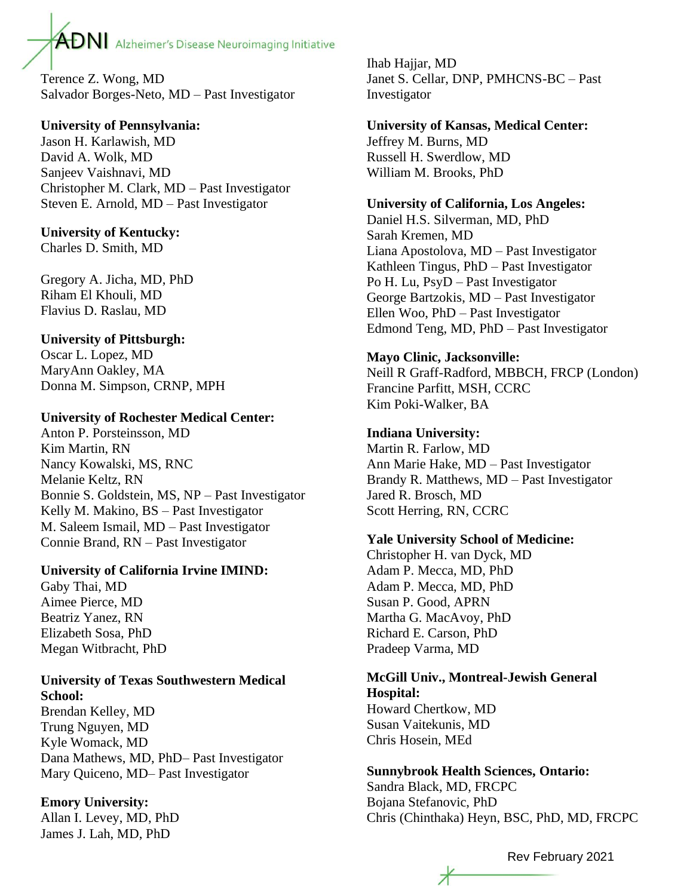Terence Z. Wong, MD
Salvador Borges-Neto, MD – Past Investigator

**University of Pennsylvania:**
Jason H. Karlawish, MD
David A. Wolk, MD
Sanjeev Vaishnavi, MD
Christopher M. Clark, MD – Past Investigator
Steven E. Arnold, MD – Past Investigator

**University of Kentucky:**
Charles D. Smith, MD

Gregory A. Jicha, MD, PhD
Riham El Khouli, MD
Flavius D. Raslau, MD

**University of Pittsburgh:**
Oscar L. Lopez, MD
MaryAnn Oakley, MA
Donna M. Simpson, CRNP, MPH

**University of Rochester Medical Center:**
Anton P. Porsteinsson, MD
Kim Martin, RN
Nancy Kowalski, MS, RNC
Melanie Keltz, RN
Bonnie S. Goldstein, MS, NP – Past Investigator
Kelly M. Makino, BS – Past Investigator
M. Saleem Ismail, MD – Past Investigator
Connie Brand, RN – Past Investigator

**University of California Irvine IMIND:**
Gaby Thai, MD
Aimee Pierce, MD
Beatriz Yanez, RN
Elizabeth Sosa, PhD
Megan Witbracht, PhD

**University of Texas Southwestern Medical School:**
Brendan Kelley, MD
Trung Nguyen, MD
Kyle Womack, MD
Dana Mathews, MD, PhD– Past Investigator
Mary Quiceno, MD– Past Investigator

**Emory University:**
Allan I. Levey, MD, PhD
James J. Lah, MD, PhD
Ihab Hajjar, MD
Janet S. Cellar, DNP, PMHCNS-BC – Past Investigator

**University of Kansas, Medical Center:**
Jeffrey M. Burns, MD
Russell H. Swerdlow, MD
William M. Brooks, PhD

**University of California, Los Angeles:**
Daniel H.S. Silverman, MD, PhD
Sarah Kremen, MD
Liana Apostolova, MD – Past Investigator
Kathleen Tingus, PhD – Past Investigator
Po H. Lu, PsyD – Past Investigator
George Bartzokis, MD – Past Investigator
Ellen Woo, PhD – Past Investigator
Edmond Teng, MD, PhD – Past Investigator

**Mayo Clinic, Jacksonville:**
Neill R Graff-Radford, MBBCH, FRCP (London)
Francine Parfitt, MSH, CCRC
Kim Poki-Walker, BA

**Indiana University:**
Martin R. Farlow, MD
Ann Marie Hake, MD – Past Investigator
Brandy R. Matthews, MD – Past Investigator
Jared R. Brosch, MD
Scott Herring, RN, CCRC

**Yale University School of Medicine:**
Christopher H. van Dyck, MD
Adam P. Mecca, MD, PhD
Adam P. Mecca, MD, PhD
Susan P. Good, APRN
Martha G. MacAvoy, PhD
Richard E. Carson, PhD
Pradeep Varma, MD

**McGill Univ., Montreal-Jewish General Hospital:**
Howard Chertkow, MD
Susan Vaitekunis, MD
Chris Hosein, MEd

**Sunnybrook Health Sciences, Ontario:**
Sandra Black, MD, FRCPC
Bojana Stefanovic, PhD
Chris (Chinthaka) Heyn, BSC, PhD, MD, FRCPC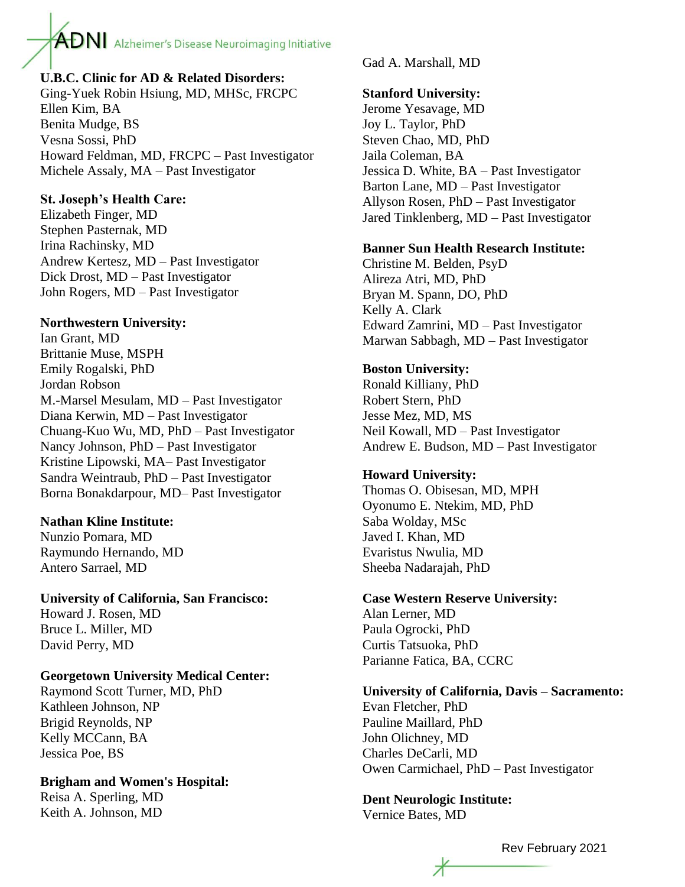**U.B.C. Clinic for AD & Related Disorders:**
Ging-Yuek Robin Hsiung, MD, MHSc, FRCPC
Ellen Kim, BA
Benita Mudge, BS
Vesna Sossi, PhD
Howard Feldman, MD, FRCPC – Past Investigator
Michele Assaly, MA – Past Investigator

**St. Joseph's Health Care:**
Elizabeth Finger, MD
Stephen Pasternak, MD
Irina Rachinsky, MD
Andrew Kertesz, MD – Past Investigator
Dick Drost, MD – Past Investigator
John Rogers, MD – Past Investigator

**Northwestern University:**
Ian Grant, MD
Brittanie Muse, MSPH
Emily Rogalski, PhD
Jordan Robson
M.-Marsel Mesulam, MD – Past Investigator
Diana Kerwin, MD – Past Investigator
Chuang-Kuo Wu, MD, PhD – Past Investigator
Nancy Johnson, PhD – Past Investigator
Kristine Lipowski, MA– Past Investigator
Sandra Weintraub, PhD – Past Investigator
Borna Bonakdarpour, MD– Past Investigator

**Nathan Kline Institute:**
Nunzio Pomara, MD
Raymundo Hernando, MD
Antero Sarrael, MD

**University of California, San Francisco:**
Howard J. Rosen, MD
Bruce L. Miller, MD
David Perry, MD

**Georgetown University Medical Center:**
Raymond Scott Turner, MD, PhD
Kathleen Johnson, NP
Brigid Reynolds, NP
Kelly MCCann, BA
Jessica Poe, BS

**Brigham and Women's Hospital:**
Reisa A. Sperling, MD
Keith A. Johnson, MD
Gad A. Marshall, MD

**Stanford University:**
Jerome Yesavage, MD
Joy L. Taylor, PhD
Steven Chao, MD, PhD
Jaila Coleman, BA
Jessica D. White, BA – Past Investigator
Barton Lane, MD – Past Investigator
Allyson Rosen, PhD – Past Investigator
Jared Tinklenberg, MD – Past Investigator

**Banner Sun Health Research Institute:**
Christine M. Belden, PsyD
Alireza Atri, MD, PhD
Bryan M. Spann, DO, PhD
Kelly A. Clark
Edward Zamrini, MD – Past Investigator
Marwan Sabbagh, MD – Past Investigator

**Boston University:**
Ronald Killiany, PhD
Robert Stern, PhD
Jesse Mez, MD, MS
Neil Kowall, MD – Past Investigator
Andrew E. Budson, MD – Past Investigator

**Howard University:**
Thomas O. Obisesan, MD, MPH
Oyonumo E. Ntekim, MD, PhD
Saba Wolday, MSc
Javed I. Khan, MD
Evaristus Nwulia, MD
Sheeba Nadarajah, PhD

**Case Western Reserve University:**
Alan Lerner, MD
Paula Ogrocki, PhD
Curtis Tatsuoka, PhD
Parianne Fatica, BA, CCRC

**University of California, Davis – Sacramento:**
Evan Fletcher, PhD
Pauline Maillard, PhD
John Olichney, MD
Charles DeCarli, MD
Owen Carmichael, PhD – Past Investigator

**Dent Neurologic Institute:**
Vernice Bates, MD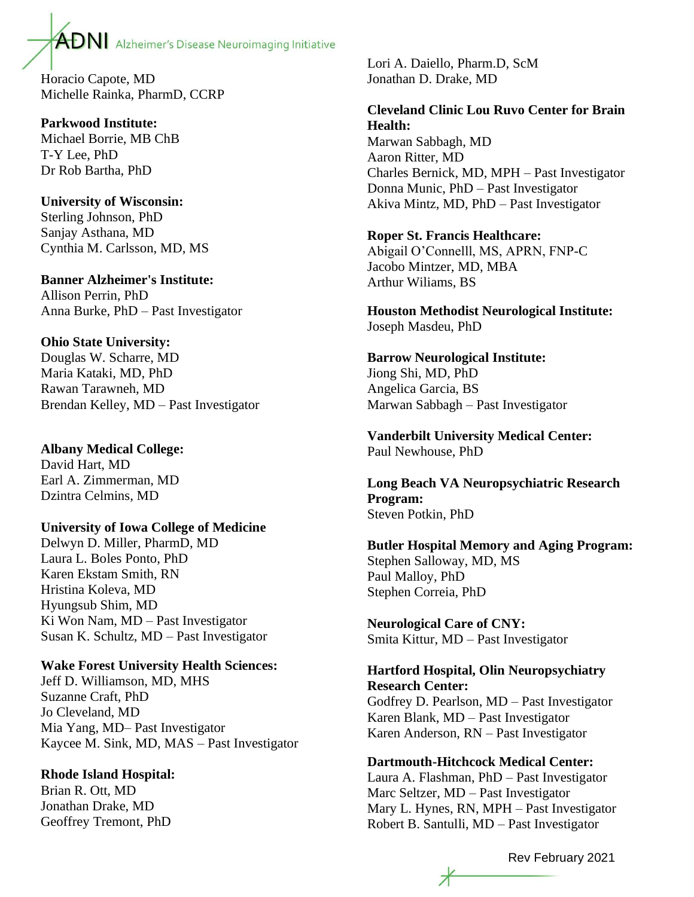Horacio Capote, MD
Michelle Rainka, PharmD, CCRP

**Parkwood Institute:**
Michael Borrie, MB ChB
T-Y Lee, PhD
Dr Rob Bartha, PhD

**University of Wisconsin:**
Sterling Johnson, PhD
Sanjay Asthana, MD
Cynthia M. Carlsson, MD, MS

**Banner Alzheimer's Institute:**
Allison Perrin, PhD
Anna Burke, PhD – Past Investigator

**Ohio State University:**
Douglas W. Scharre, MD
Maria Kataki, MD, PhD
Rawan Tarawneh, MD
Brendan Kelley, MD – Past Investigator

**Albany Medical College:**
David Hart, MD
Earl A. Zimmerman, MD
Dzintra Celmins, MD

**University of Iowa College of Medicine**
Delwyn D. Miller, PharmD, MD
Laura L. Boles Ponto, PhD
Karen Ekstam Smith, RN
Hristina Koleva, MD
Hyungsub Shim, MD
Ki Won Nam, MD – Past Investigator
Susan K. Schultz, MD – Past Investigator

**Wake Forest University Health Sciences:**
Jeff D. Williamson, MD, MHS
Suzanne Craft, PhD
Jo Cleveland, MD
Mia Yang, MD– Past Investigator
Kaycee M. Sink, MD, MAS – Past Investigator

**Rhode Island Hospital:**
Brian R. Ott, MD
Jonathan Drake, MD
Geoffrey Tremont, PhD
Lori A. Daiello, Pharm.D, ScM
Jonathan D. Drake, MD

**Cleveland Clinic Lou Ruvo Center for Brain Health:**
Marwan Sabbagh, MD
Aaron Ritter, MD
Charles Bernick, MD, MPH – Past Investigator
Donna Munic, PhD – Past Investigator
Akiva Mintz, MD, PhD – Past Investigator

**Roper St. Francis Healthcare:**
Abigail O'Connelll, MS, APRN, FNP-C
Jacobo Mintzer, MD, MBA
Arthur Wiliams, BS

**Houston Methodist Neurological Institute:**
Joseph Masdeu, PhD

**Barrow Neurological Institute:**
Jiong Shi, MD, PhD
Angelica Garcia, BS
Marwan Sabbagh – Past Investigator

**Vanderbilt University Medical Center:**
Paul Newhouse, PhD

**Long Beach VA Neuropsychiatric Research Program:**
Steven Potkin, PhD

**Butler Hospital Memory and Aging Program:**
Stephen Salloway, MD, MS
Paul Malloy, PhD
Stephen Correia, PhD

**Neurological Care of CNY:**
Smita Kittur, MD – Past Investigator

**Hartford Hospital, Olin Neuropsychiatry Research Center:**
Godfrey D. Pearlson, MD – Past Investigator
Karen Blank, MD – Past Investigator
Karen Anderson, RN – Past Investigator

**Dartmouth-Hitchcock Medical Center:**
Laura A. Flashman, PhD – Past Investigator
Marc Seltzer, MD – Past Investigator
Mary L. Hynes, RN, MPH – Past Investigator
Robert B. Santulli, MD – Past Investigator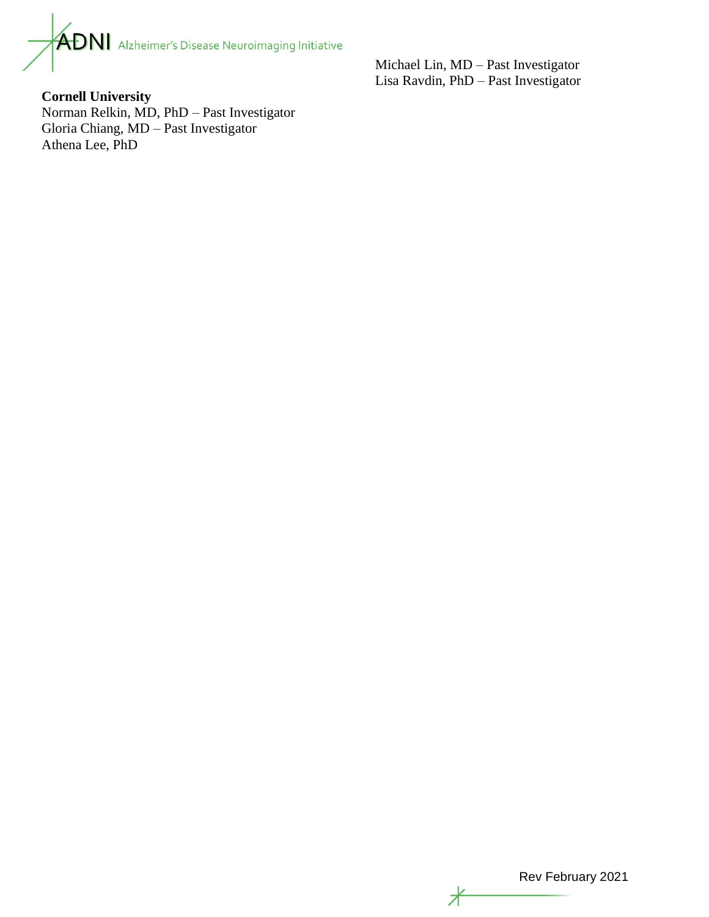Michael Lin, MD – Past Investigator
Lisa Ravdin, PhD – Past Investigator

**Cornell University**
Norman Relkin, MD, PhD – Past Investigator
Gloria Chiang, MD – Past Investigator
Athena Lee, PhD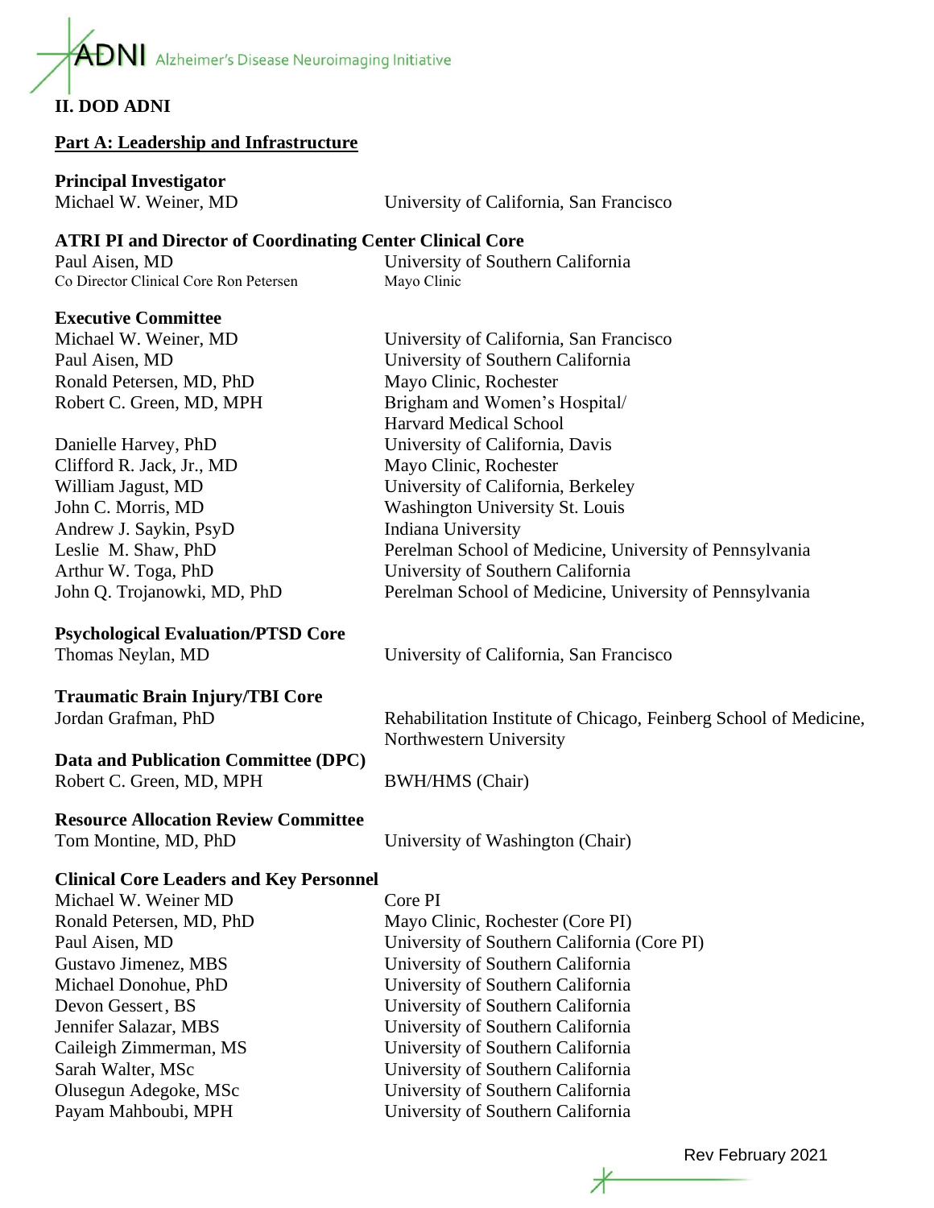## II. DOD ADNI

### Part A: Leadership and Infrastructure

**Principal Investigator**

| | |
|---|---|
| Michael W. Weiner, MD | University of California, San Francisco |

**ATRI PI and Director of Coordinating Center Clinical Core**

| | |
|---|---|
| Paul Aisen, MD | University of Southern California |
| Co Director Clinical Core Ron Petersen | Mayo Clinic |

**Executive Committee**

| | |
|---|---|
| Michael W. Weiner, MD | University of California, San Francisco |
| Paul Aisen, MD | University of Southern California |
| Ronald Petersen, MD, PhD | Mayo Clinic, Rochester |
| Robert C. Green, MD, MPH | Brigham and Women's Hospital/ Harvard Medical School |
| Danielle Harvey, PhD | University of California, Davis |
| Clifford R. Jack, Jr., MD | Mayo Clinic, Rochester |
| William Jagust, MD | University of California, Berkeley |
| John C. Morris, MD | Washington University St. Louis |
| Andrew J. Saykin, PsyD | Indiana University |
| Leslie M. Shaw, PhD | Perelman School of Medicine, University of Pennsylvania |
| Arthur W. Toga, PhD | University of Southern California |
| John Q. Trojanowki, MD, PhD | Perelman School of Medicine, University of Pennsylvania |

**Psychological Evaluation/PTSD Core**

| | |
|---|---|
| Thomas Neylan, MD | University of California, San Francisco |

**Traumatic Brain Injury/TBI Core**

| | |
|---|---|
| Jordan Grafman, PhD | Rehabilitation Institute of Chicago, Feinberg School of Medicine, Northwestern University |

**Data and Publication Committee (DPC)**

| | |
|---|---|
| Robert C. Green, MD, MPH | BWH/HMS (Chair) |

**Resource Allocation Review Committee**

| | |
|---|---|
| Tom Montine, MD, PhD | University of Washington (Chair) |

**Clinical Core Leaders and Key Personnel**

| | |
|---|---|
| Michael W. Weiner MD | Core PI |
| Ronald Petersen, MD, PhD | Mayo Clinic, Rochester (Core PI) |
| Paul Aisen, MD | University of Southern California (Core PI) |
| Gustavo Jimenez, MBS | University of Southern California |
| Michael Donohue, PhD | University of Southern California |
| Devon Gessert, BS | University of Southern California |
| Jennifer Salazar, MBS | University of Southern California |
| Caileigh Zimmerman, MS | University of Southern California |
| Sarah Walter, MSc | University of Southern California |
| Olusegun Adegoke, MSc | University of Southern California |
| Payam Mahboubi, MPH | University of Southern California |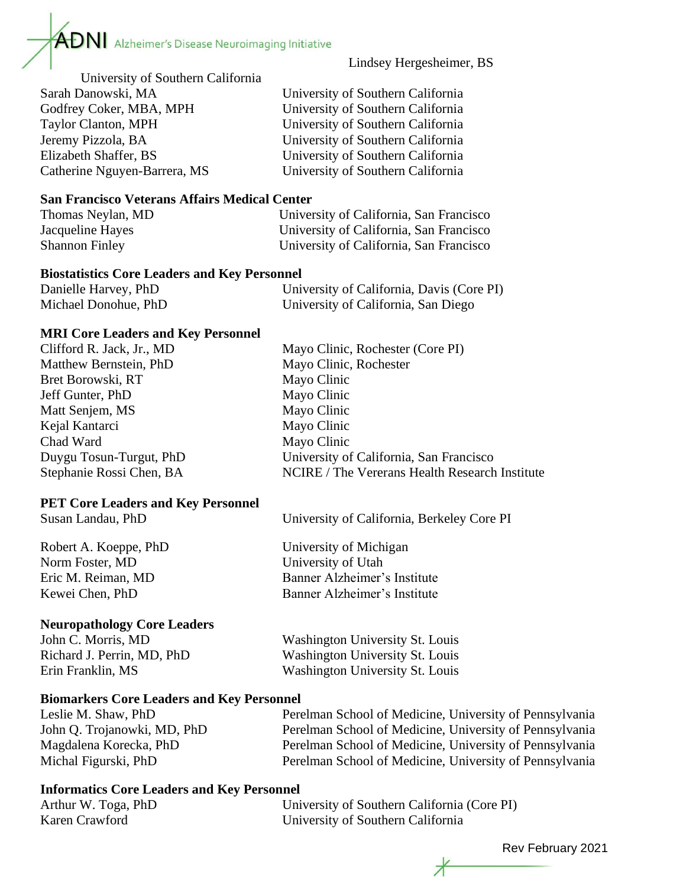Lindsey Hergesheimer, BS

University of Southern California

| | |
|---|---|
| Sarah Danowski, MA | University of Southern California |
| Godfrey Coker, MBA, MPH | University of Southern California |
| Taylor Clanton, MPH | University of Southern California |
| Jeremy Pizzola, BA | University of Southern California |
| Elizabeth Shaffer, BS | University of Southern California |
| Catherine Nguyen-Barrera, MS | University of Southern California |

**San Francisco Veterans Affairs Medical Center**

| | |
|---|---|
| Thomas Neylan, MD | University of California, San Francisco |
| Jacqueline Hayes | University of California, San Francisco |
| Shannon Finley | University of California, San Francisco |

**Biostatistics Core Leaders and Key Personnel**

| | |
|---|---|
| Danielle Harvey, PhD | University of California, Davis (Core PI) |
| Michael Donohue, PhD | University of California, San Diego |

**MRI Core Leaders and Key Personnel**

| | |
|---|---|
| Clifford R. Jack, Jr., MD | Mayo Clinic, Rochester (Core PI) |
| Matthew Bernstein, PhD | Mayo Clinic, Rochester |
| Bret Borowski, RT | Mayo Clinic |
| Jeff Gunter, PhD | Mayo Clinic |
| Matt Senjem, MS | Mayo Clinic |
| Kejal Kantarci | Mayo Clinic |
| Chad Ward | Mayo Clinic |
| Duygu Tosun-Turgut, PhD | University of California, San Francisco |
| Stephanie Rossi Chen, BA | NCIRE / The Vererans Health Research Institute |

**PET Core Leaders and Key Personnel**

| | |
|---|---|
| Susan Landau, PhD | University of California, Berkeley Core PI |
| Robert A. Koeppe, PhD | University of Michigan |
| Norm Foster, MD | University of Utah |
| Eric M. Reiman, MD | Banner Alzheimer's Institute |
| Kewei Chen, PhD | Banner Alzheimer's Institute |

**Neuropathology Core Leaders**

| | |
|---|---|
| John C. Morris, MD | Washington University St. Louis |
| Richard J. Perrin, MD, PhD | Washington University St. Louis |
| Erin Franklin, MS | Washington University St. Louis |

**Biomarkers Core Leaders and Key Personnel**

| | |
|---|---|
| Leslie M. Shaw, PhD | Perelman School of Medicine, University of Pennsylvania |
| John Q. Trojanowki, MD, PhD | Perelman School of Medicine, University of Pennsylvania |
| Magdalena Korecka, PhD | Perelman School of Medicine, University of Pennsylvania |
| Michal Figurski, PhD | Perelman School of Medicine, University of Pennsylvania |

**Informatics Core Leaders and Key Personnel**

| | |
|---|---|
| Arthur W. Toga, PhD | University of Southern California (Core PI) |
| Karen Crawford | University of Southern California |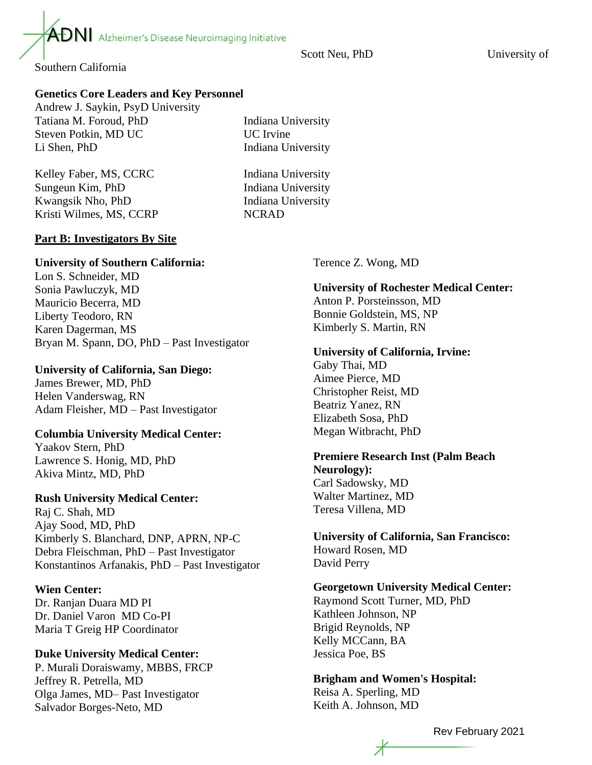Scott Neu, PhD University of Southern California

**Genetics Core Leaders and Key Personnel**

Andrew J. Saykin, PsyD University
Tatiana M. Foroud, PhD Indiana University
Steven Potkin, MD UC UC Irvine
Li Shen, PhD Indiana University

Kelley Faber, MS, CCRC Indiana University
Sungeun Kim, PhD Indiana University
Kwangsik Nho, PhD Indiana University
Kristi Wilmes, MS, CCRP NCRAD

**Part B: Investigators By Site**

**University of Southern California:**
Lon S. Schneider, MD
Sonia Pawluczyk, MD
Mauricio Becerra, MD
Liberty Teodoro, RN
Karen Dagerman, MS
Bryan M. Spann, DO, PhD – Past Investigator

**University of California, San Diego:**
James Brewer, MD, PhD
Helen Vanderswag, RN
Adam Fleisher, MD – Past Investigator

**Columbia University Medical Center:**
Yaakov Stern, PhD
Lawrence S. Honig, MD, PhD
Akiva Mintz, MD, PhD

**Rush University Medical Center:**
Raj C. Shah, MD
Ajay Sood, MD, PhD
Kimberly S. Blanchard, DNP, APRN, NP-C
Debra Fleischman, PhD – Past Investigator
Konstantinos Arfanakis, PhD – Past Investigator

**Wien Center:**
Dr. Ranjan Duara MD PI
Dr. Daniel Varon MD Co-PI
Maria T Greig HP Coordinator

**Duke University Medical Center:**
P. Murali Doraiswamy, MBBS, FRCP
Jeffrey R. Petrella, MD
Olga James, MD– Past Investigator
Salvador Borges-Neto, MD
Terence Z. Wong, MD

**University of Rochester Medical Center:**
Anton P. Porsteinsson, MD
Bonnie Goldstein, MS, NP
Kimberly S. Martin, RN

**University of California, Irvine:**
Gaby Thai, MD
Aimee Pierce, MD
Christopher Reist, MD
Beatriz Yanez, RN
Elizabeth Sosa, PhD
Megan Witbracht, PhD

**Premiere Research Inst (Palm Beach Neurology):**
Carl Sadowsky, MD
Walter Martinez, MD
Teresa Villena, MD

**University of California, San Francisco:**
Howard Rosen, MD
David Perry

**Georgetown University Medical Center:**
Raymond Scott Turner, MD, PhD
Kathleen Johnson, NP
Brigid Reynolds, NP
Kelly MCCann, BA
Jessica Poe, BS

**Brigham and Women's Hospital:**
Reisa A. Sperling, MD
Keith A. Johnson, MD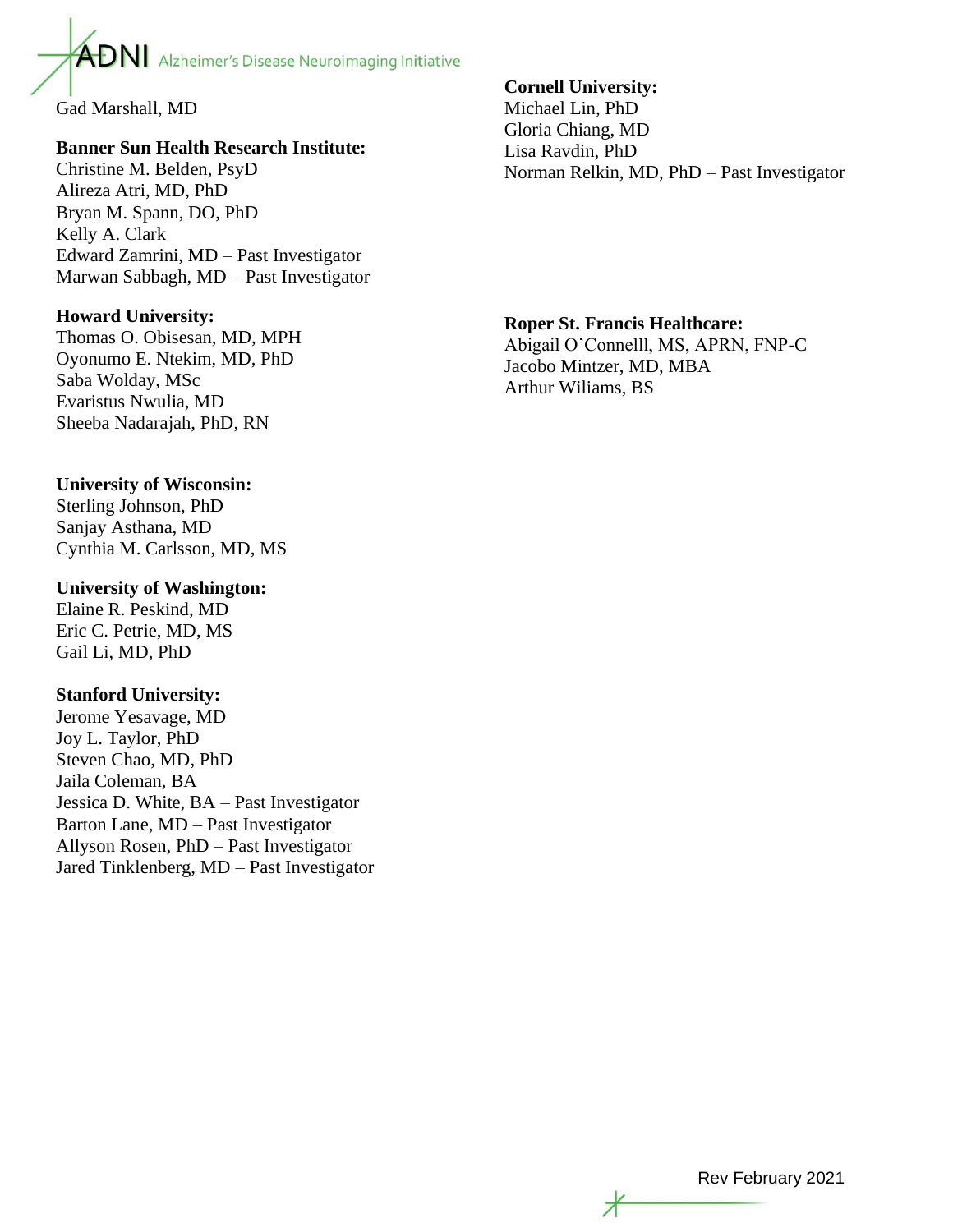Gad Marshall, MD

**Banner Sun Health Research Institute:**
Christine M. Belden, PsyD
Alireza Atri, MD, PhD
Bryan M. Spann, DO, PhD
Kelly A. Clark
Edward Zamrini, MD – Past Investigator
Marwan Sabbagh, MD – Past Investigator

**Howard University:**
Thomas O. Obisesan, MD, MPH
Oyonumo E. Ntekim, MD, PhD
Saba Wolday, MSc
Evaristus Nwulia, MD
Sheeba Nadarajah, PhD, RN

**University of Wisconsin:**
Sterling Johnson, PhD
Sanjay Asthana, MD
Cynthia M. Carlsson, MD, MS

**University of Washington:**
Elaine R. Peskind, MD
Eric C. Petrie, MD, MS
Gail Li, MD, PhD

**Stanford University:**
Jerome Yesavage, MD
Joy L. Taylor, PhD
Steven Chao, MD, PhD
Jaila Coleman, BA
Jessica D. White, BA – Past Investigator
Barton Lane, MD – Past Investigator
Allyson Rosen, PhD – Past Investigator
Jared Tinklenberg, MD – Past Investigator

**Cornell University:**
Michael Lin, PhD
Gloria Chiang, MD
Lisa Ravdin, PhD
Norman Relkin, MD, PhD – Past Investigator

**Roper St. Francis Healthcare:**
Abigail O'Connelll, MS, APRN, FNP-C
Jacobo Mintzer, MD, MBA
Arthur Wiliams, BS

Rev February 2021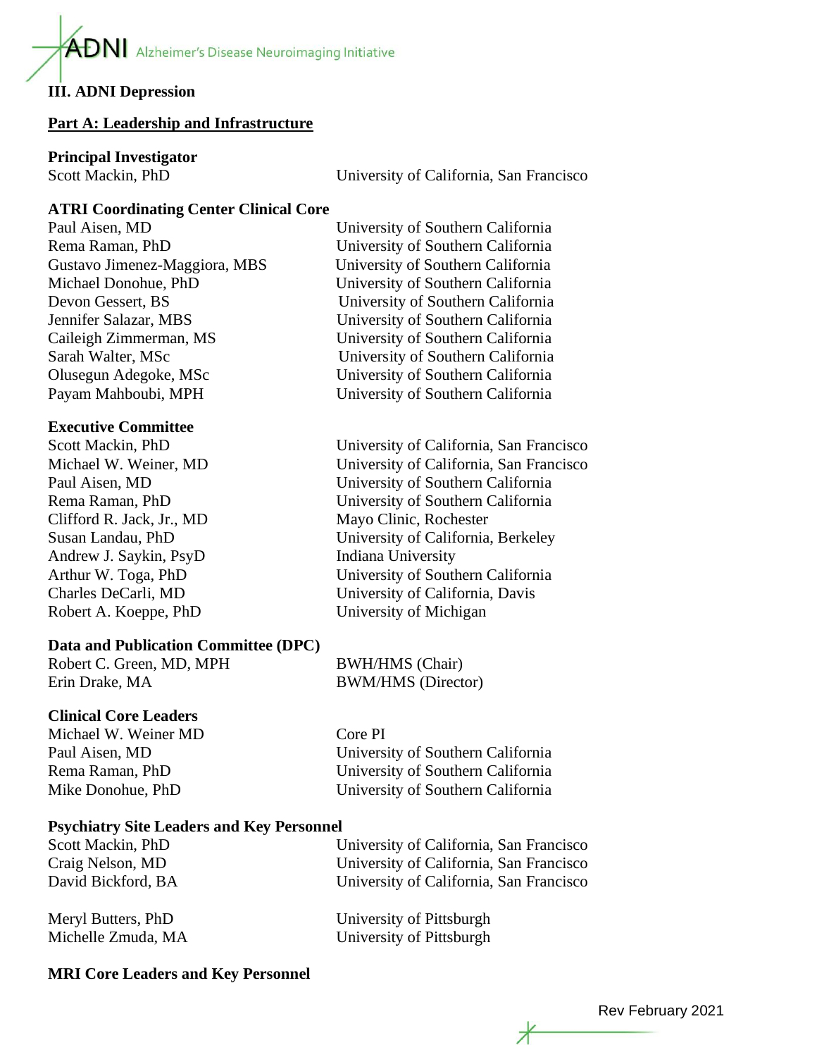### III. ADNI Depression

#### Part A: Leadership and Infrastructure

**Principal Investigator**

| | |
|---|---|
| Scott Mackin, PhD | University of California, San Francisco |

**ATRI Coordinating Center Clinical Core**

| | |
|---|---|
| Paul Aisen, MD | University of Southern California |
| Rema Raman, PhD | University of Southern California |
| Gustavo Jimenez-Maggiora, MBS | University of Southern California |
| Michael Donohue, PhD | University of Southern California |
| Devon Gessert, BS | University of Southern California |
| Jennifer Salazar, MBS | University of Southern California |
| Caileigh Zimmerman, MS | University of Southern California |
| Sarah Walter, MSc | University of Southern California |
| Olusegun Adegoke, MSc | University of Southern California |
| Payam Mahboubi, MPH | University of Southern California |

**Executive Committee**

| | |
|---|---|
| Scott Mackin, PhD | University of California, San Francisco |
| Michael W. Weiner, MD | University of California, San Francisco |
| Paul Aisen, MD | University of Southern California |
| Rema Raman, PhD | University of Southern California |
| Clifford R. Jack, Jr., MD | Mayo Clinic, Rochester |
| Susan Landau, PhD | University of California, Berkeley |
| Andrew J. Saykin, PsyD | Indiana University |
| Arthur W. Toga, PhD | University of Southern California |
| Charles DeCarli, MD | University of California, Davis |
| Robert A. Koeppe, PhD | University of Michigan |

**Data and Publication Committee (DPC)**

| | |
|---|---|
| Robert C. Green, MD, MPH | BWH/HMS (Chair) |
| Erin Drake, MA | BWM/HMS (Director) |

**Clinical Core Leaders**

| | |
|---|---|
| Michael W. Weiner MD | Core PI |
| Paul Aisen, MD | University of Southern California |
| Rema Raman, PhD | University of Southern California |
| Mike Donohue, PhD | University of Southern California |

**Psychiatry Site Leaders and Key Personnel**

| | |
|---|---|
| Scott Mackin, PhD | University of California, San Francisco |
| Craig Nelson, MD | University of California, San Francisco |
| David Bickford, BA | University of California, San Francisco |
| Meryl Butters, PhD | University of Pittsburgh |
| Michelle Zmuda, MA | University of Pittsburgh |

**MRI Core Leaders and Key Personnel**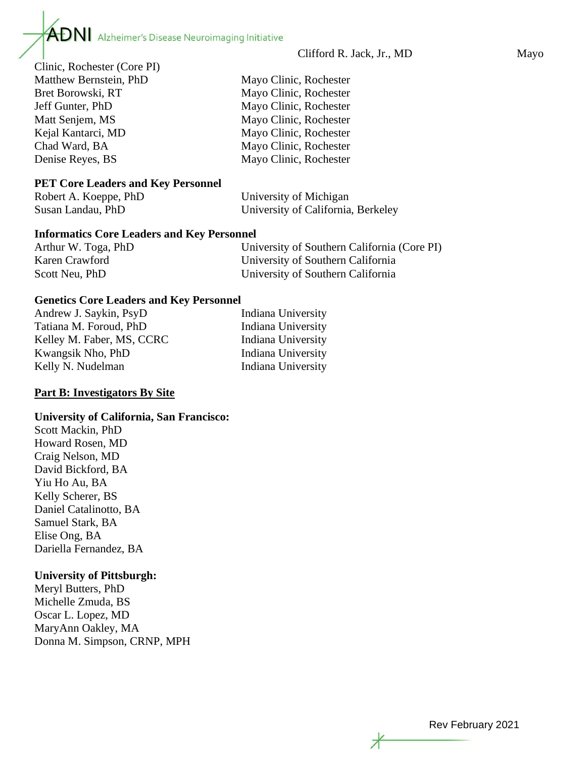Clifford R. Jack, Jr., MD Mayo Clinic, Rochester (Core PI)

| | |
|---|---|
| Matthew Bernstein, PhD | Mayo Clinic, Rochester |
| Bret Borowski, RT | Mayo Clinic, Rochester |
| Jeff Gunter, PhD | Mayo Clinic, Rochester |
| Matt Senjem, MS | Mayo Clinic, Rochester |
| Kejal Kantarci, MD | Mayo Clinic, Rochester |
| Chad Ward, BA | Mayo Clinic, Rochester |
| Denise Reyes, BS | Mayo Clinic, Rochester |

**PET Core Leaders and Key Personnel**

| | |
|---|---|
| Robert A. Koeppe, PhD | University of Michigan |
| Susan Landau, PhD | University of California, Berkeley |

**Informatics Core Leaders and Key Personnel**

| | |
|---|---|
| Arthur W. Toga, PhD | University of Southern California (Core PI) |
| Karen Crawford | University of Southern California |
| Scott Neu, PhD | University of Southern California |

**Genetics Core Leaders and Key Personnel**

| | |
|---|---|
| Andrew J. Saykin, PsyD | Indiana University |
| Tatiana M. Foroud, PhD | Indiana University |
| Kelley M. Faber, MS, CCRC | Indiana University |
| Kwangsik Nho, PhD | Indiana University |
| Kelly N. Nudelman | Indiana University |

**Part B: Investigators By Site**

**University of California, San Francisco:**

Scott Mackin, PhD
Howard Rosen, MD
Craig Nelson, MD
David Bickford, BA
Yiu Ho Au, BA
Kelly Scherer, BS
Daniel Catalinotto, BA
Samuel Stark, BA
Elise Ong, BA
Dariella Fernandez, BA

**University of Pittsburgh:**

Meryl Butters, PhD
Michelle Zmuda, BS
Oscar L. Lopez, MD
MaryAnn Oakley, MA
Donna M. Simpson, CRNP, MPH